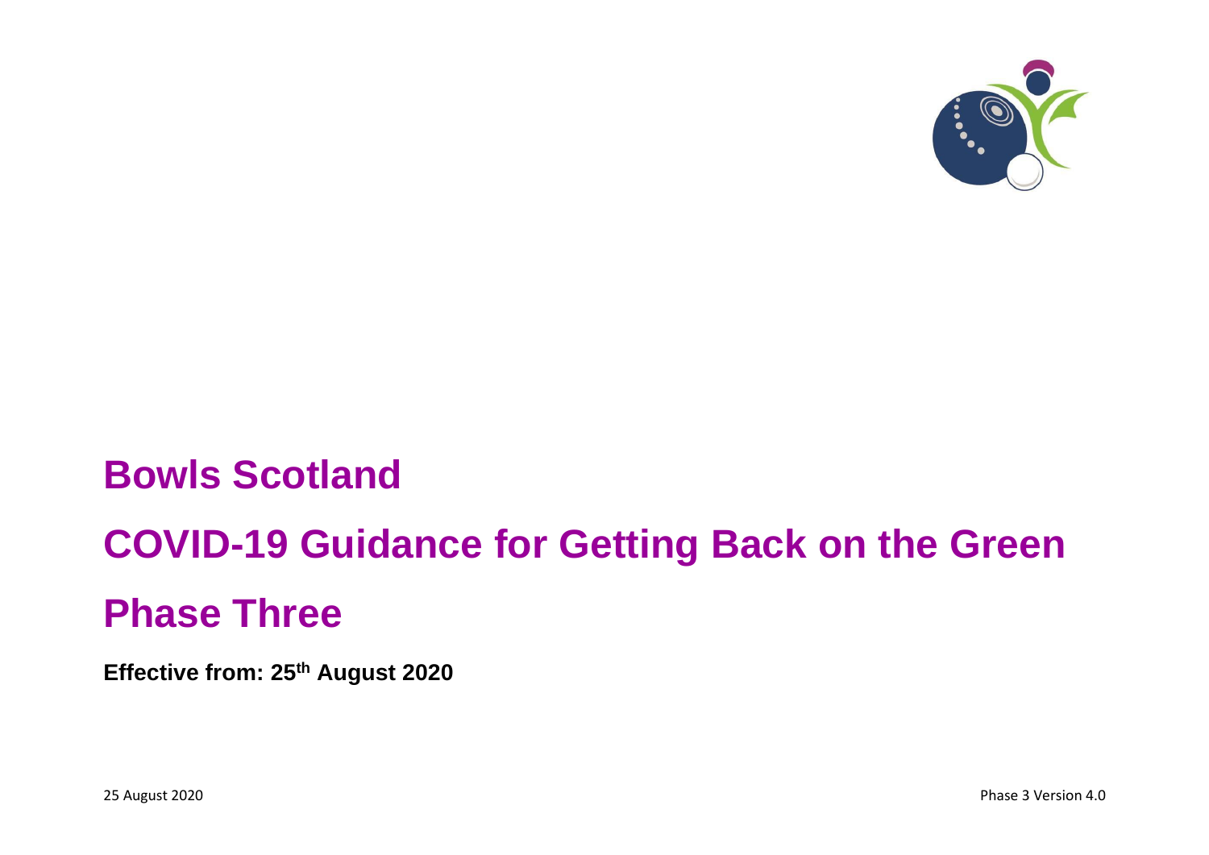# Bowls Scotland

# COVID-19 Guidance for Getting Back on the Green

# Phase Three

**Effective from: 25th August 2020**

25 August 2020

Phase 3 Version 4.0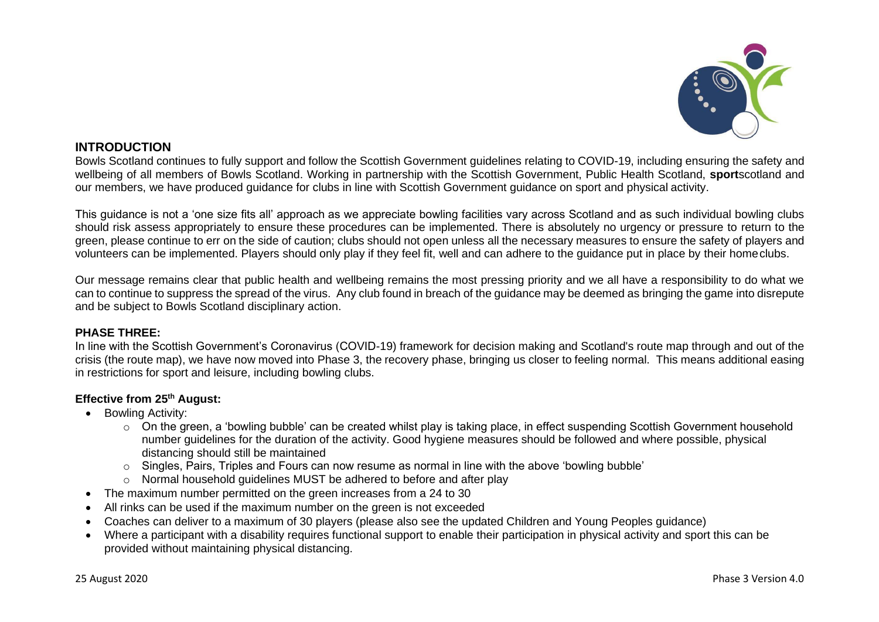## INTRODUCTION

Bowls Scotland continues to fully support and follow the Scottish Government guidelines relating to COVID-19, including ensuring the safety and wellbeing of all members of Bowls Scotland. Working in partnership with the Scottish Government, Public Health Scotland, **sport**scotland and our members, we have produced guidance for clubs in line with Scottish Government guidance on sport and physical activity.

This guidance is not a 'one size fits all' approach as we appreciate bowling facilities vary across Scotland and as such individual bowling clubs should risk assess appropriately to ensure these procedures can be implemented. There is absolutely no urgency or pressure to return to the green, please continue to err on the side of caution; clubs should not open unless all the necessary measures to ensure the safety of players and volunteers can be implemented. Players should only play if they feel fit, well and can adhere to the guidance put in place by their home clubs.

Our message remains clear that public health and wellbeing remains the most pressing priority and we all have a responsibility to do what we can to continue to suppress the spread of the virus. Any club found in breach of the guidance may be deemed as bringing the game into disrepute and be subject to Bowls Scotland disciplinary action.

## PHASE THREE:

In line with the Scottish Government's Coronavirus (COVID-19) framework for decision making and Scotland's route map through and out of the crisis (the route map), we have now moved into Phase 3, the recovery phase, bringing us closer to feeling normal. This means additional easing in restrictions for sport and leisure, including bowling clubs.

### Effective from 25th August:

- Bowling Activity:
  - On the green, a 'bowling bubble' can be created whilst play is taking place, in effect suspending Scottish Government household number guidelines for the duration of the activity. Good hygiene measures should be followed and where possible, physical distancing should still be maintained
  - Singles, Pairs, Triples and Fours can now resume as normal in line with the above 'bowling bubble'
  - Normal household guidelines MUST be adhered to before and after play
- The maximum number permitted on the green increases from a 24 to 30
- All rinks can be used if the maximum number on the green is not exceeded
- Coaches can deliver to a maximum of 30 players (please also see the updated Children and Young Peoples guidance)
- Where a participant with a disability requires functional support to enable their participation in physical activity and sport this can be provided without maintaining physical distancing.

25 August 2020 Phase 3 Version 4.0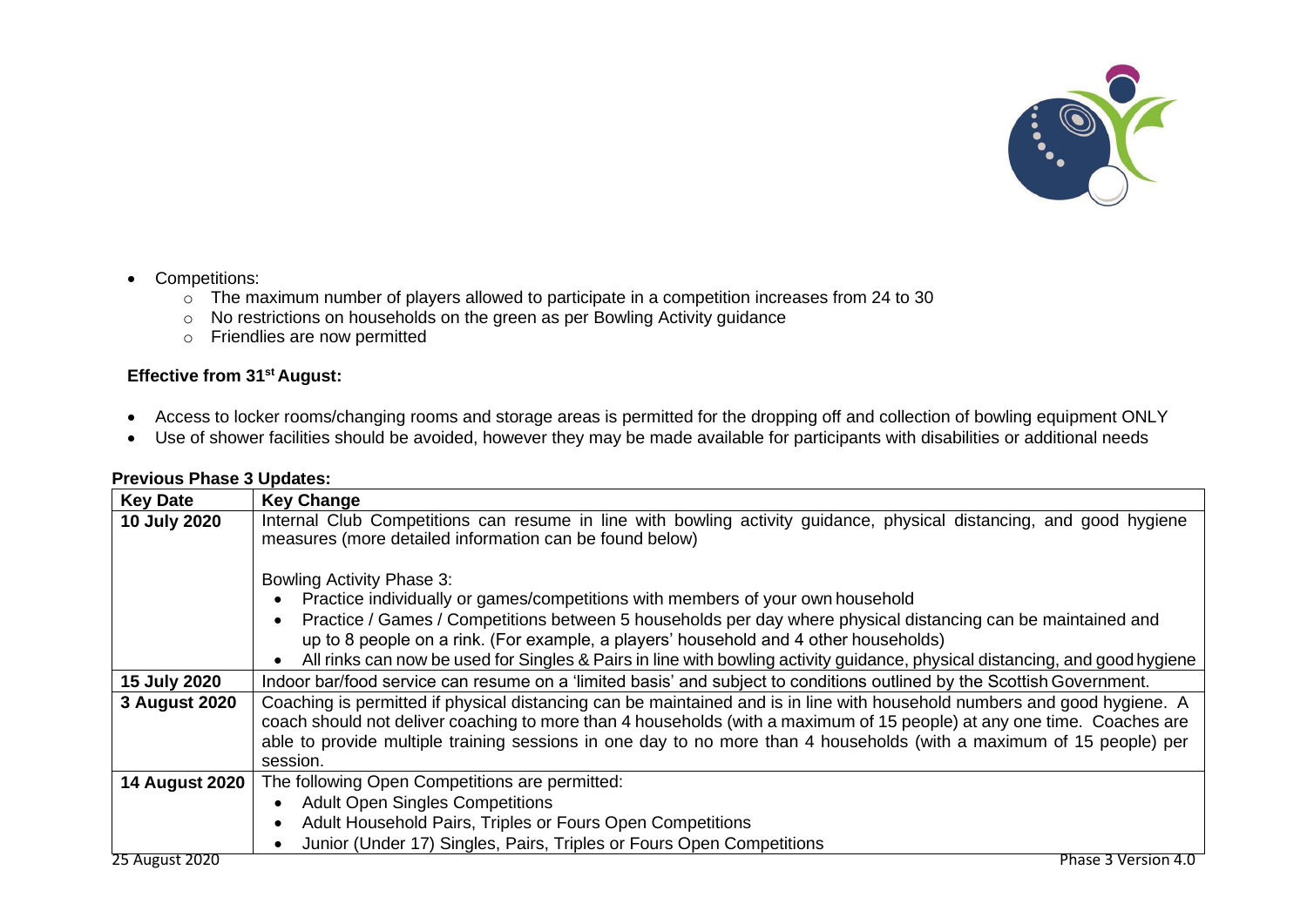- Competitions:
    - The maximum number of players allowed to participate in a competition increases from 24 to 30
    - No restrictions on households on the green as per Bowling Activity guidance
    - Friendlies are now permitted

**Effective from 31st August:**

- Access to locker rooms/changing rooms and storage areas is permitted for the dropping off and collection of bowling equipment ONLY
- Use of shower facilities should be avoided, however they may be made available for participants with disabilities or additional needs

**Previous Phase 3 Updates:**

| Key Date | Key Change |
|---|---|
| **10 July 2020** | Internal Club Competitions can resume in line with bowling activity guidance, physical distancing, and good hygiene measures (more detailed information can be found below)<br><br>Bowling Activity Phase 3:<br>• Practice individually or games/competitions with members of your own household<br>• Practice / Games / Competitions between 5 households per day where physical distancing can be maintained and up to 8 people on a rink. (For example, a players' household and 4 other households)<br>• All rinks can now be used for Singles & Pairs in line with bowling activity guidance, physical distancing, and good hygiene |
| **15 July 2020** | Indoor bar/food service can resume on a 'limited basis' and subject to conditions outlined by the Scottish Government. |
| **3 August 2020** | Coaching is permitted if physical distancing can be maintained and is in line with household numbers and good hygiene. A coach should not deliver coaching to more than 4 households (with a maximum of 15 people) at any one time. Coaches are able to provide multiple training sessions in one day to no more than 4 households (with a maximum of 15 people) per session. |
| **14 August 2020** | The following Open Competitions are permitted:<br>• Adult Open Singles Competitions<br>• Adult Household Pairs, Triples or Fours Open Competitions<br>• Junior (Under 17) Singles, Pairs, Triples or Fours Open Competitions |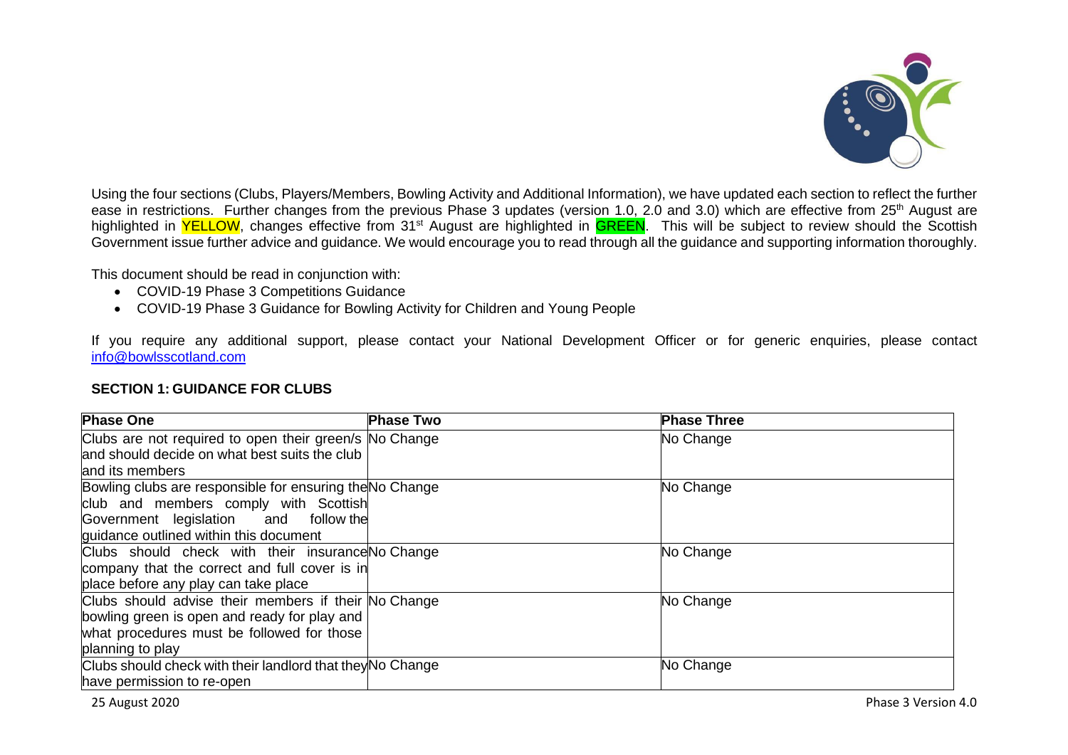Using the four sections (Clubs, Players/Members, Bowling Activity and Additional Information), we have updated each section to reflect the further ease in restrictions. Further changes from the previous Phase 3 updates (version 1.0, 2.0 and 3.0) which are effective from 25th August are highlighted in YELLOW, changes effective from 31st August are highlighted in GREEN. This will be subject to review should the Scottish Government issue further advice and guidance. We would encourage you to read through all the guidance and supporting information thoroughly.

This document should be read in conjunction with:

- COVID-19 Phase 3 Competitions Guidance
- COVID-19 Phase 3 Guidance for Bowling Activity for Children and Young People

If you require any additional support, please contact your National Development Officer or for generic enquiries, please contact info@bowlsscotland.com

## SECTION 1: GUIDANCE FOR CLUBS

| Phase One | Phase Two | Phase Three |
|---|---|---|
| Clubs are not required to open their green/s and should decide on what best suits the club and its members | No Change | No Change |
| Bowling clubs are responsible for ensuring the club and members comply with Scottish Government legislation and follow the guidance outlined within this document | No Change | No Change |
| Clubs should check with their insurance company that the correct and full cover is in place before any play can take place | No Change | No Change |
| Clubs should advise their members if their bowling green is open and ready for play and what procedures must be followed for those planning to play | No Change | No Change |
| Clubs should check with their landlord that they have permission to re-open | No Change | No Change |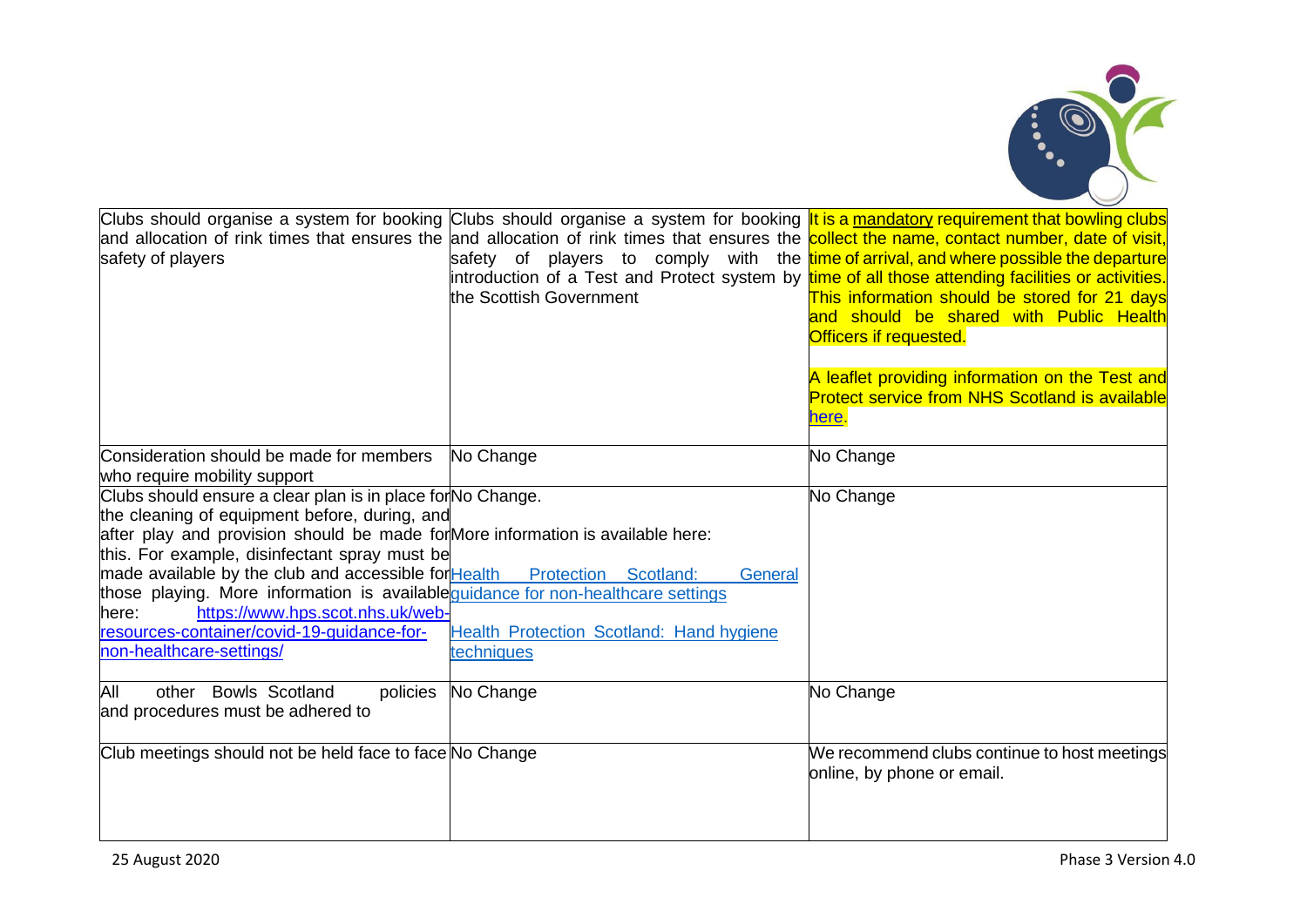| | | |
|---|---|---|
| Clubs should organise a system for booking and allocation of rink times that ensures the safety of players | Clubs should organise a system for booking and allocation of rink times that ensures the safety of players to comply with the introduction of a Test and Protect system by the Scottish Government | It is a mandatory requirement that bowling clubs collect the name, contact number, date of visit, time of arrival, and where possible the departure time of all those attending facilities or activities. This information should be stored for 21 days and should be shared with Public Health Officers if requested.<br><br>A leaflet providing information on the Test and Protect service from NHS Scotland is available here. |
| Consideration should be made for members who require mobility support | No Change | No Change |
| Clubs should ensure a clear plan is in place for the cleaning of equipment before, during, and after play and provision should be made for this. For example, disinfectant spray must be made available by the club and accessible for those playing. More information is available here: https://www.hps.scot.nhs.uk/web-resources-container/covid-19-guidance-for-non-healthcare-settings/ | No Change.<br><br>More information is available here:<br><br>Health Protection Scotland: General guidance for non-healthcare settings<br><br>Health Protection Scotland: Hand hygiene techniques | No Change |
| All other Bowls Scotland policies and procedures must be adhered to | No Change | No Change |
| Club meetings should not be held face to face | No Change | We recommend clubs continue to host meetings online, by phone or email. |

25 August 2020 Phase 3 Version 4.0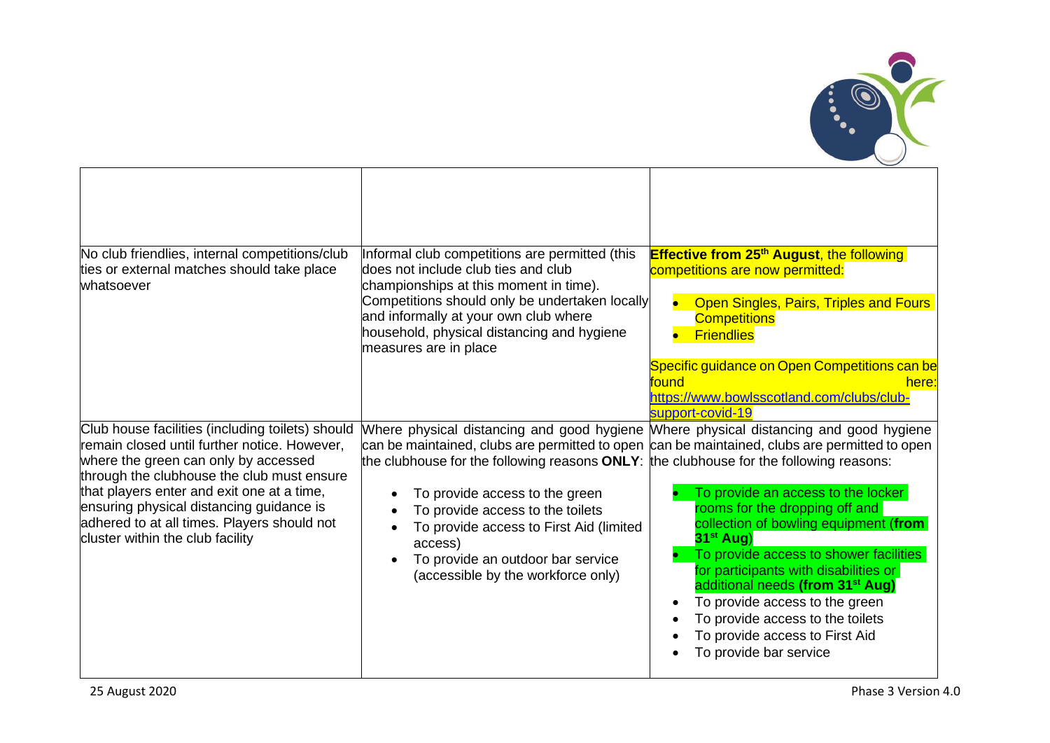| | | |
|---|---|---|
| | | |
| No club friendlies, internal competitions/club ties or external matches should take place whatsoever | Informal club competitions are permitted (this does not include club ties and club championships at this moment in time). Competitions should only be undertaken locally and informally at your own club where household, physical distancing and hygiene measures are in place | **Effective from 25th August**, the following competitions are now permitted:<br>• Open Singles, Pairs, Triples and Fours Competitions<br>• Friendlies<br><br>Specific guidance on Open Competitions can be found here: https://www.bowlsscotland.com/clubs/club-support-covid-19 |
| Club house facilities (including toilets) should remain closed until further notice. However, where the green can only by accessed through the clubhouse the club must ensure that players enter and exit one at a time, ensuring physical distancing guidance is adhered to at all times. Players should not cluster within the club facility | Where physical distancing and good hygiene can be maintained, clubs are permitted to open the clubhouse for the following reasons **ONLY**:<br>• To provide access to the green<br>• To provide access to the toilets<br>• To provide access to First Aid (limited access)<br>• To provide an outdoor bar service (accessible by the workforce only) | Where physical distancing and good hygiene can be maintained, clubs are permitted to open the clubhouse for the following reasons:<br>• To provide an access to the locker rooms for the dropping off and collection of bowling equipment (**from 31st Aug**)<br>• To provide access to shower facilities for participants with disabilities or additional needs **(from 31st Aug)**<br>• To provide access to the green<br>• To provide access to the toilets<br>• To provide access to First Aid<br>• To provide bar service |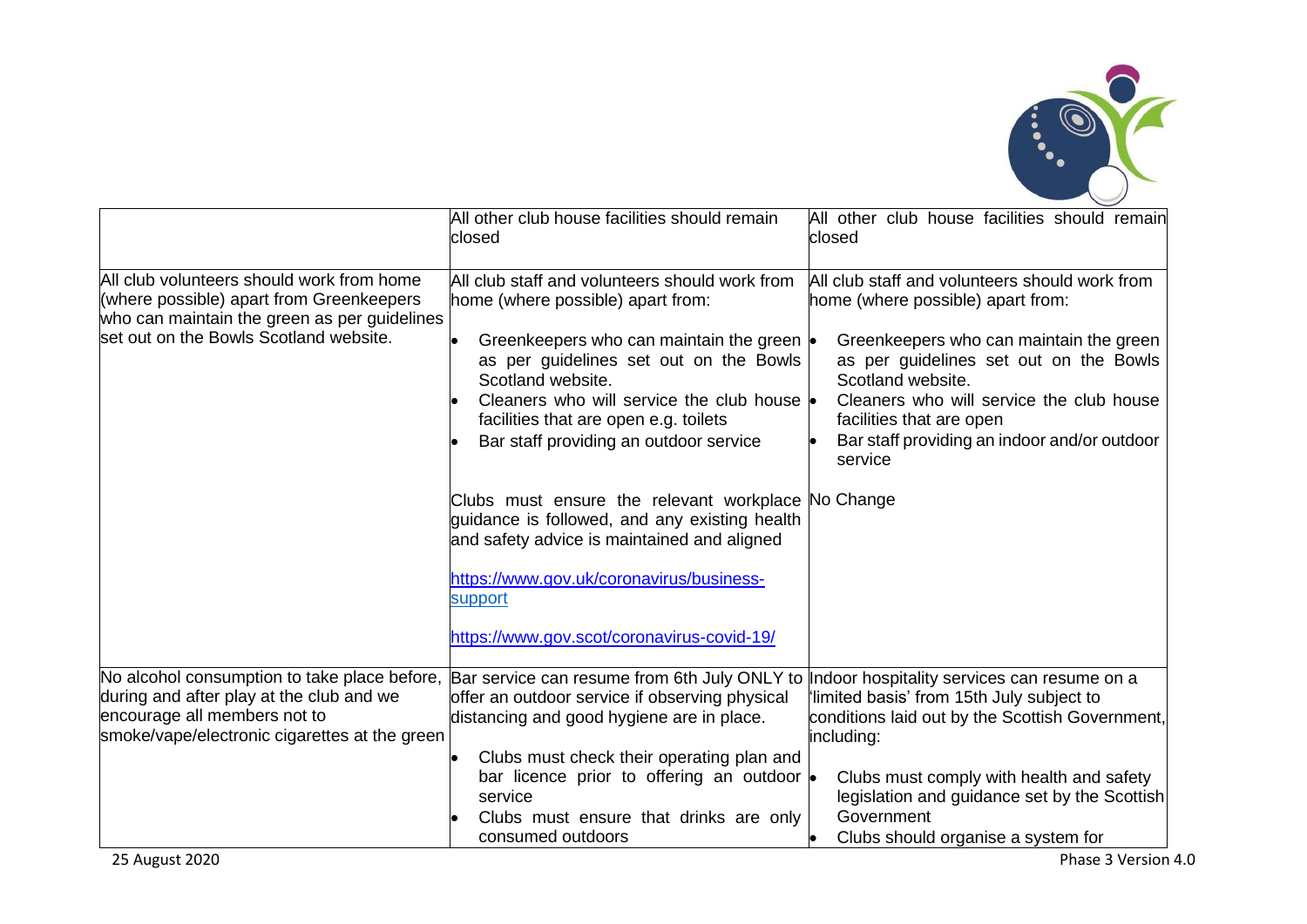| | | |
|---|---|---|
| | All other club house facilities should remain closed | All other club house facilities should remain closed |
| All club volunteers should work from home (where possible) apart from Greenkeepers who can maintain the green as per guidelines set out on the Bowls Scotland website. | All club staff and volunteers should work from home (where possible) apart from:<br>• Greenkeepers who can maintain the green as per guidelines set out on the Bowls Scotland website.<br>• Cleaners who will service the club house facilities that are open e.g. toilets<br>• Bar staff providing an outdoor service<br><br>Clubs must ensure the relevant workplace guidance is followed, and any existing health and safety advice is maintained and aligned<br><br>https://www.gov.uk/coronavirus/business-support<br><br>https://www.gov.scot/coronavirus-covid-19/ | All club staff and volunteers should work from home (where possible) apart from:<br>• Greenkeepers who can maintain the green as per guidelines set out on the Bowls Scotland website.<br>• Cleaners who will service the club house facilities that are open<br>• Bar staff providing an indoor and/or outdoor service<br><br>No Change |
| No alcohol consumption to take place before, during and after play at the club and we encourage all members not to smoke/vape/electronic cigarettes at the green | Bar service can resume from 6th July ONLY to offer an outdoor service if observing physical distancing and good hygiene are in place.<br>• Clubs must check their operating plan and bar licence prior to offering an outdoor service<br>• Clubs must ensure that drinks are only consumed outdoors | Indoor hospitality services can resume on a 'limited basis' from 15th July subject to conditions laid out by the Scottish Government, including:<br>• Clubs must comply with health and safety legislation and guidance set by the Scottish Government<br>• Clubs should organise a system for |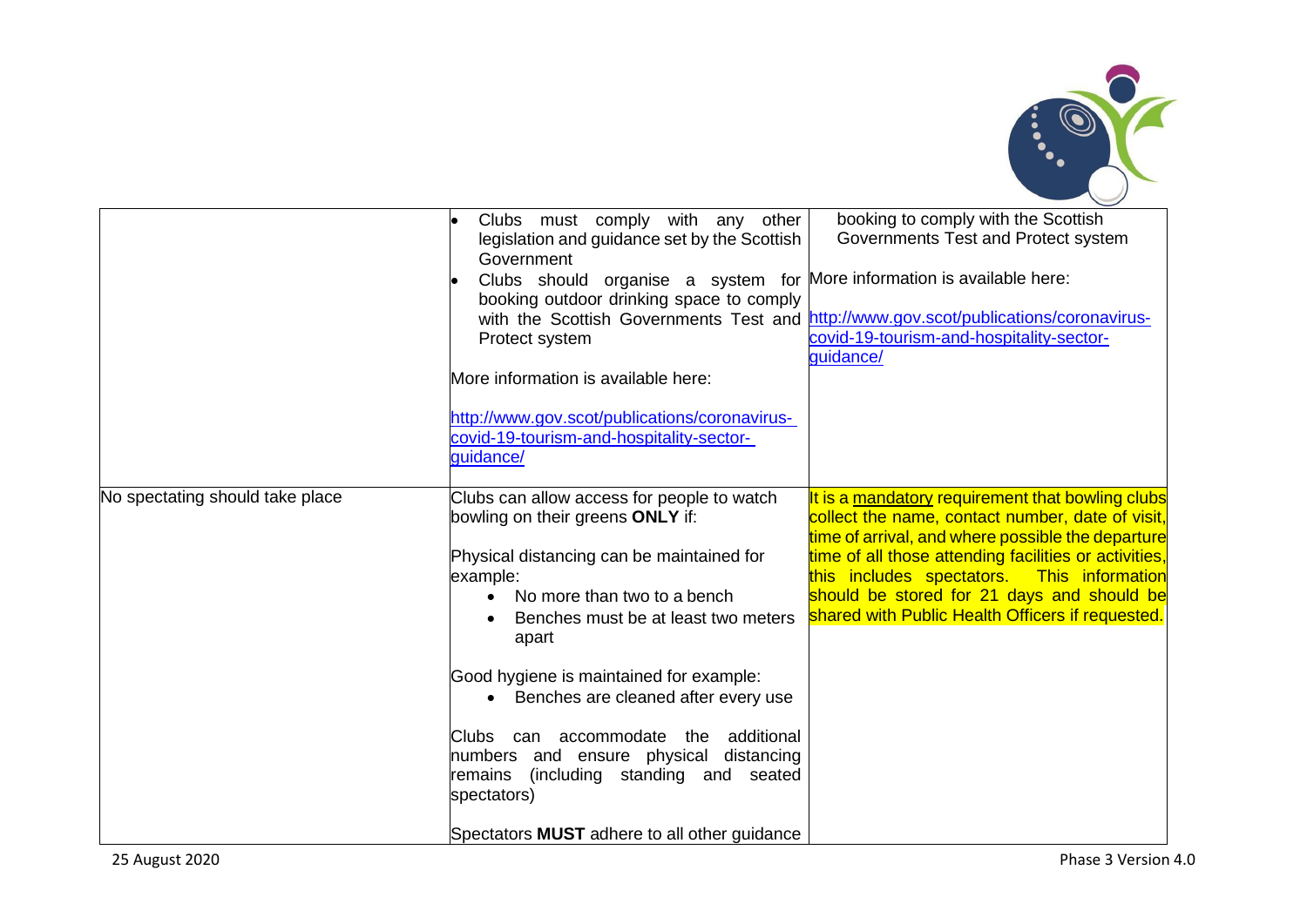| | | |
|---|---|---|
| | • Clubs must comply with any other legislation and guidance set by the Scottish Government<br>• Clubs should organise a system for booking outdoor drinking space to comply with the Scottish Governments Test and Protect system<br><br>More information is available here:<br><br>http://www.gov.scot/publications/coronavirus-covid-19-tourism-and-hospitality-sector-guidance/ | booking to comply with the Scottish Governments Test and Protect system<br><br>More information is available here:<br><br>http://www.gov.scot/publications/coronavirus-covid-19-tourism-and-hospitality-sector-guidance/ |
| No spectating should take place | Clubs can allow access for people to watch bowling on their greens **ONLY** if:<br><br>Physical distancing can be maintained for example:<br>• No more than two to a bench<br>• Benches must be at least two meters apart<br><br>Good hygiene is maintained for example:<br>• Benches are cleaned after every use<br><br>Clubs can accommodate the additional numbers and ensure physical distancing remains (including standing and seated spectators)<br><br>Spectators **MUST** adhere to all other guidance | It is a mandatory requirement that bowling clubs collect the name, contact number, date of visit, time of arrival, and where possible the departure time of all those attending facilities or activities, this includes spectators. This information should be stored for 21 days and should be shared with Public Health Officers if requested. |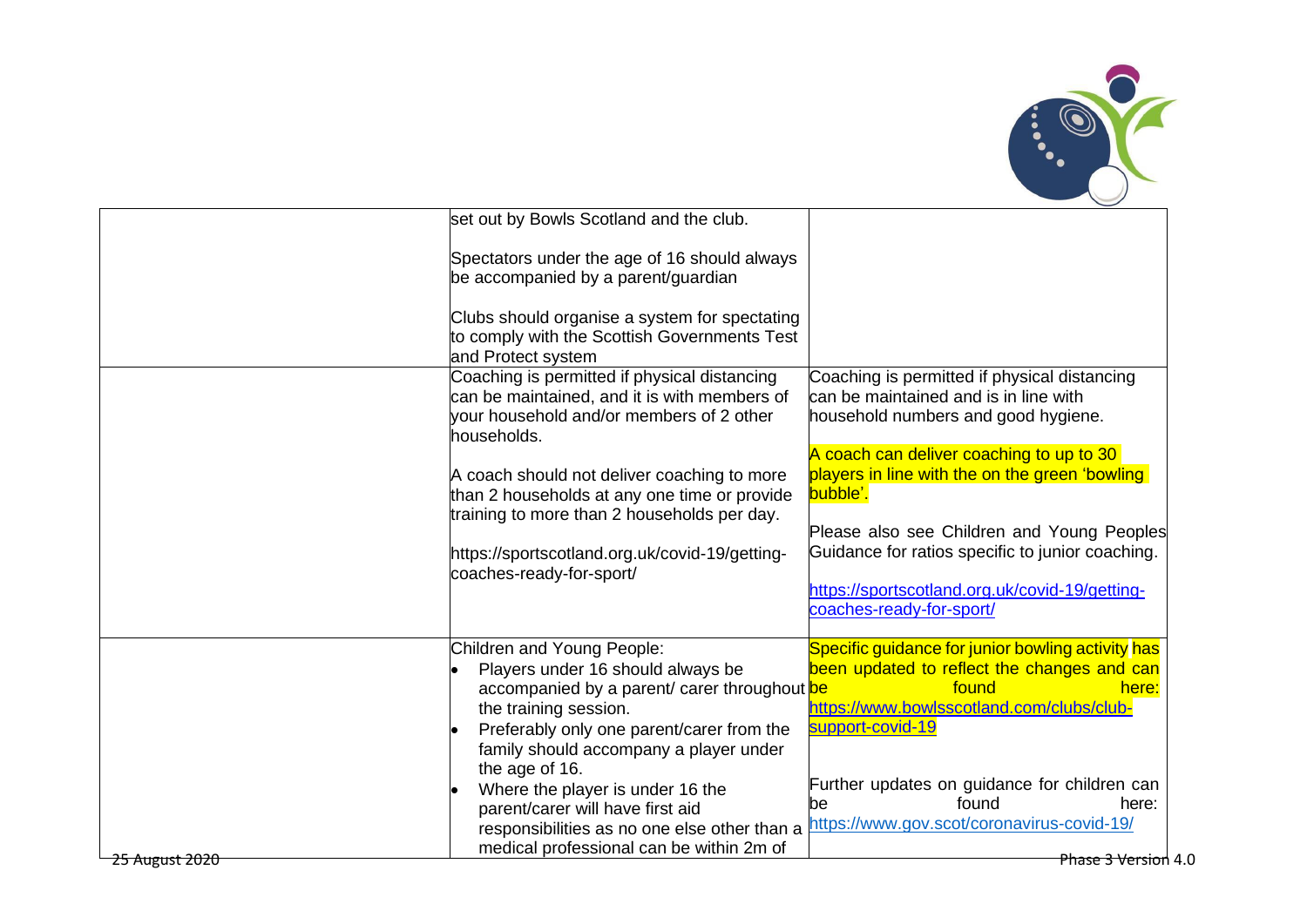| | | |
|---|---|---|
| | set out by Bowls Scotland and the club.<br><br>Spectators under the age of 16 should always be accompanied by a parent/guardian<br><br>Clubs should organise a system for spectating to comply with the Scottish Governments Test and Protect system | |
| | Coaching is permitted if physical distancing can be maintained, and it is with members of your household and/or members of 2 other households.<br><br>A coach should not deliver coaching to more than 2 households at any one time or provide training to more than 2 households per day.<br><br>https://sportscotland.org.uk/covid-19/getting-coaches-ready-for-sport/ | Coaching is permitted if physical distancing can be maintained and is in line with household numbers and good hygiene.<br><br>A coach can deliver coaching to up to 30 players in line with the on the green 'bowling bubble'.<br><br>Please also see Children and Young Peoples Guidance for ratios specific to junior coaching.<br><br>[https://sportscotland.org.uk/covid-19/getting-coaches-ready-for-sport/](https://sportscotland.org.uk/covid-19/getting-coaches-ready-for-sport/) |
| | Children and Young People:<br>• Players under 16 should always be accompanied by a parent/ carer throughout the training session.<br>• Preferably only one parent/carer from the family should accompany a player under the age of 16.<br>• Where the player is under 16 the parent/carer will have first aid responsibilities as no one else other than a medical professional can be within 2m of | Specific guidance for junior bowling activity has been updated to reflect the changes and can be found here: [https://www.bowlsscotland.com/clubs/club-support-covid-19](https://www.bowlsscotland.com/clubs/club-support-covid-19)<br><br>Further updates on guidance for children can be found here: [https://www.gov.scot/coronavirus-covid-19/](https://www.gov.scot/coronavirus-covid-19/) |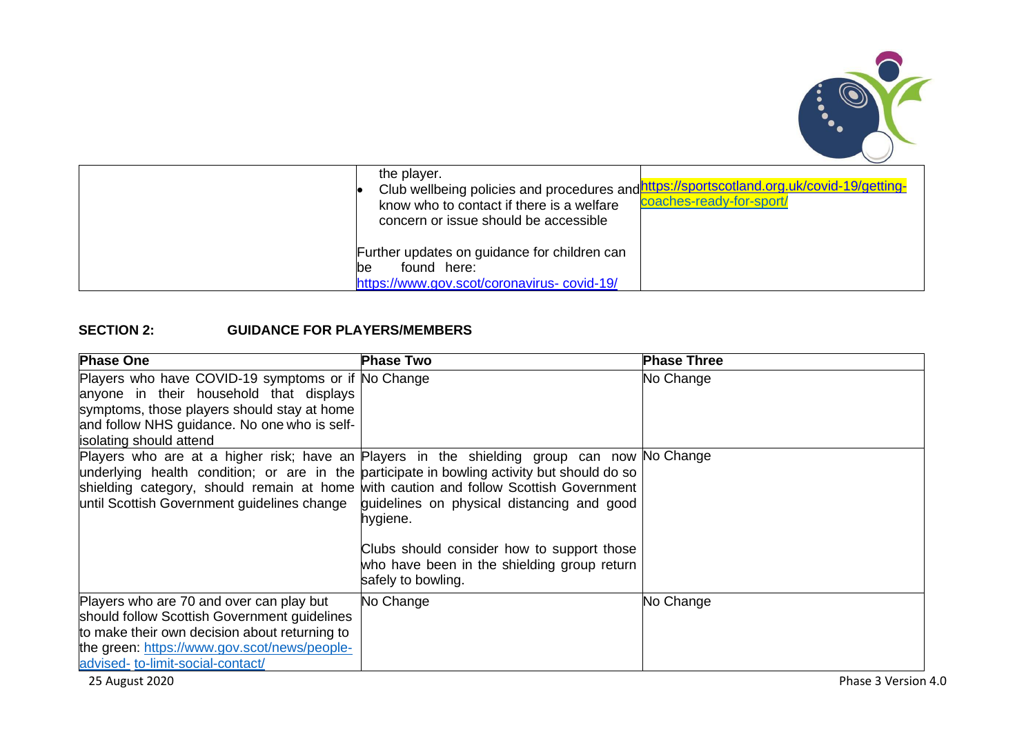| | | |
|---|---|---|
| | the player.<br>• Club wellbeing policies and procedures and know who to contact if there is a welfare concern or issue should be accessible<br><br>Further updates on guidance for children can be found here: https://www.gov.scot/coronavirus- covid-19/ | https://sportscotland.org.uk/covid-19/getting-coaches-ready-for-sport/ |

**SECTION 2: GUIDANCE FOR PLAYERS/MEMBERS**

| Phase One | Phase Two | Phase Three |
|---|---|---|
| Players who have COVID-19 symptoms or if anyone in their household that displays symptoms, those players should stay at home and follow NHS guidance. No one who is self-isolating should attend | No Change | No Change |
| Players who are at a higher risk; have an underlying health condition; or are in the shielding category, should remain at home until Scottish Government guidelines change | Players in the shielding group can now participate in bowling activity but should do so with caution and follow Scottish Government guidelines on physical distancing and good hygiene.<br><br>Clubs should consider how to support those who have been in the shielding group return safely to bowling. | No Change |
| Players who are 70 and over can play but should follow Scottish Government guidelines to make their own decision about returning to the green: https://www.gov.scot/news/people-advised- to-limit-social-contact/ | No Change | No Change |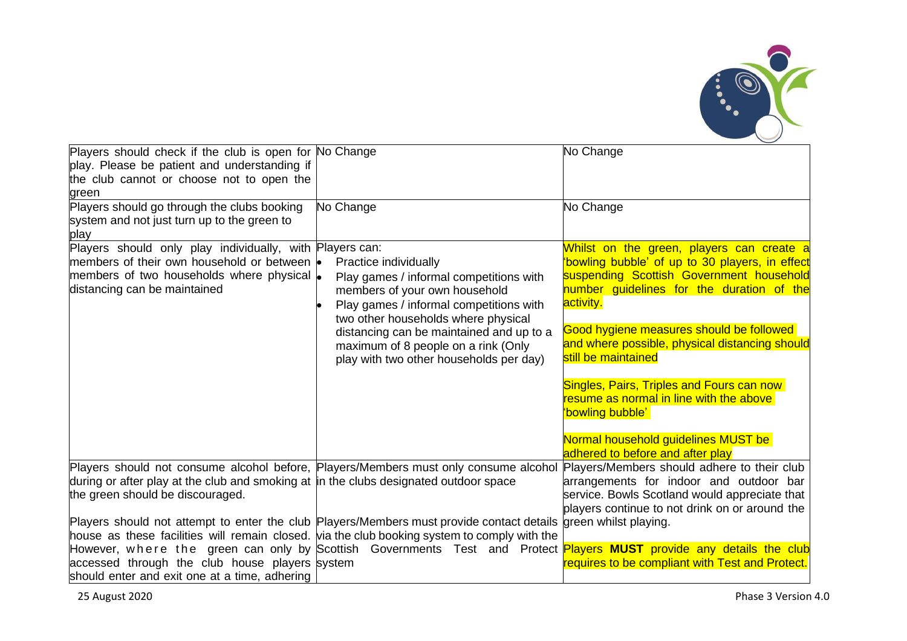| | | |
|---|---|---|
| Players should check if the club is open for play. Please be patient and understanding if the club cannot or choose not to open the green | No Change | No Change |
| Players should go through the clubs booking system and not just turn up to the green to play | No Change | No Change |
| Players should only play individually, with members of their own household or between members of two households where physical distancing can be maintained | Players can:<br>• Practice individually<br>• Play games / informal competitions with members of your own household<br>• Play games / informal competitions with two other households where physical distancing can be maintained and up to a maximum of 8 people on a rink (Only play with two other households per day) | Whilst on the green, players can create a 'bowling bubble' of up to 30 players, in effect suspending Scottish Government household number guidelines for the duration of the activity.<br><br>Good hygiene measures should be followed and where possible, physical distancing should still be maintained<br><br>Singles, Pairs, Triples and Fours can now resume as normal in line with the above 'bowling bubble'<br><br>Normal household guidelines MUST be adhered to before and after play |
| Players should not consume alcohol before, during or after play at the club and smoking at the green should be discouraged.<br><br>Players should not attempt to enter the club house as these facilities will remain closed. However, where the green can only by accessed through the club house players should enter and exit one at a time, adhering | Players/Members must only consume alcohol in the clubs designated outdoor space<br><br>Players/Members must provide contact details via the club booking system to comply with the Scottish Governments Test and Protect system | Players/Members should adhere to their club arrangements for indoor and outdoor bar service. Bowls Scotland would appreciate that players continue to not drink on or around the green whilst playing.<br><br>Players **MUST** provide any details the club requires to be compliant with Test and Protect. |

25 August 2020 | Phase 3 Version 4.0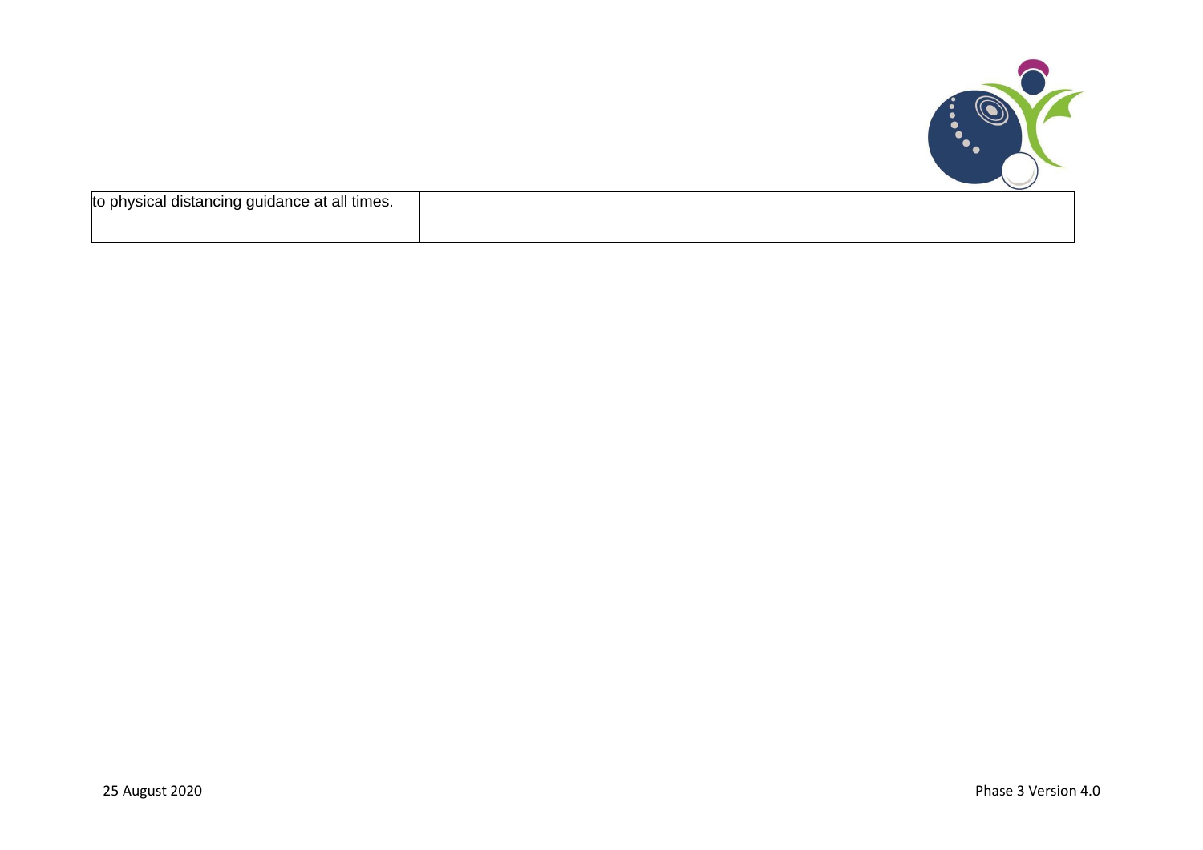| | | |
|---|---|---|
| to physical distancing guidance at all times. | | |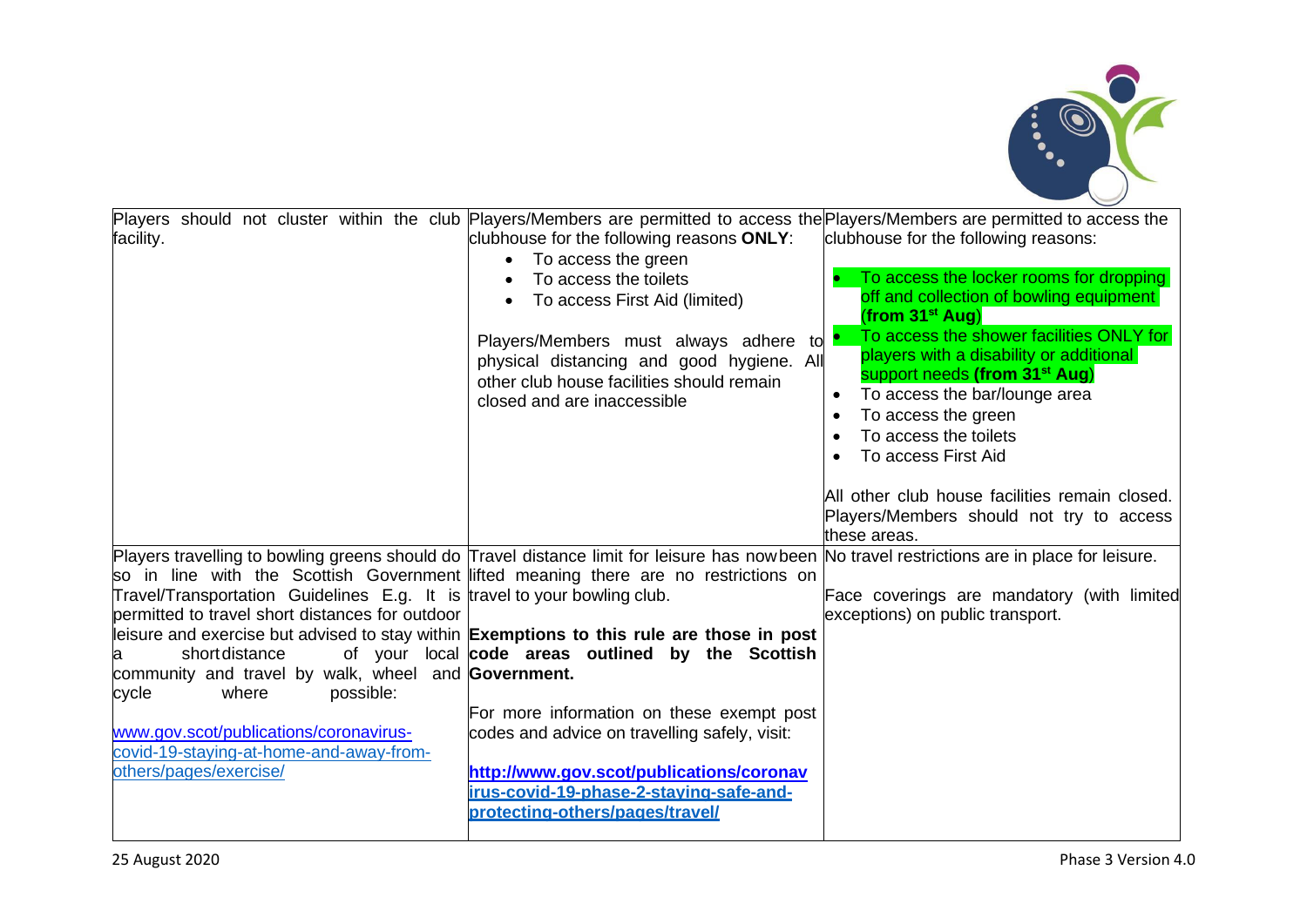| | | |
|---|---|---|
| Players should not cluster within the club facility. | Players/Members are permitted to access the clubhouse for the following reasons **ONLY**:<br>• To access the green<br>• To access the toilets<br>• To access First Aid (limited)<br><br>Players/Members must always adhere to physical distancing and good hygiene. All other club house facilities should remain closed and are inaccessible | Players/Members are permitted to access the clubhouse for the following reasons:<br><br>• To access the locker rooms for dropping off and collection of bowling equipment (**from 31st Aug**)<br>• To access the shower facilities ONLY for players with a disability or additional support needs **(from 31st Aug)**<br>• To access the bar/lounge area<br>• To access the green<br>• To access the toilets<br>• To access First Aid<br><br>All other club house facilities remain closed. Players/Members should not try to access these areas. |
| Players travelling to bowling greens should do so in line with the Scottish Government Travel/Transportation Guidelines E.g. It is permitted to travel short distances for outdoor leisure and exercise but advised to stay within a short distance of your local community and travel by walk, wheel and cycle where possible:<br><br>www.gov.scot/publications/coronavirus-covid-19-staying-at-home-and-away-from-others/pages/exercise/ | Travel distance limit for leisure has now been lifted meaning there are no restrictions on travel to your bowling club.<br><br>**Exemptions to this rule are those in post code areas outlined by the Scottish Government.**<br><br>For more information on these exempt post codes and advice on travelling safely, visit:<br><br>**http://www.gov.scot/publications/coronavirus-covid-19-phase-2-staying-safe-and-protecting-others/pages/travel/** | No travel restrictions are in place for leisure.<br><br>Face coverings are mandatory (with limited exceptions) on public transport. |

25 August 2020

Phase 3 Version 4.0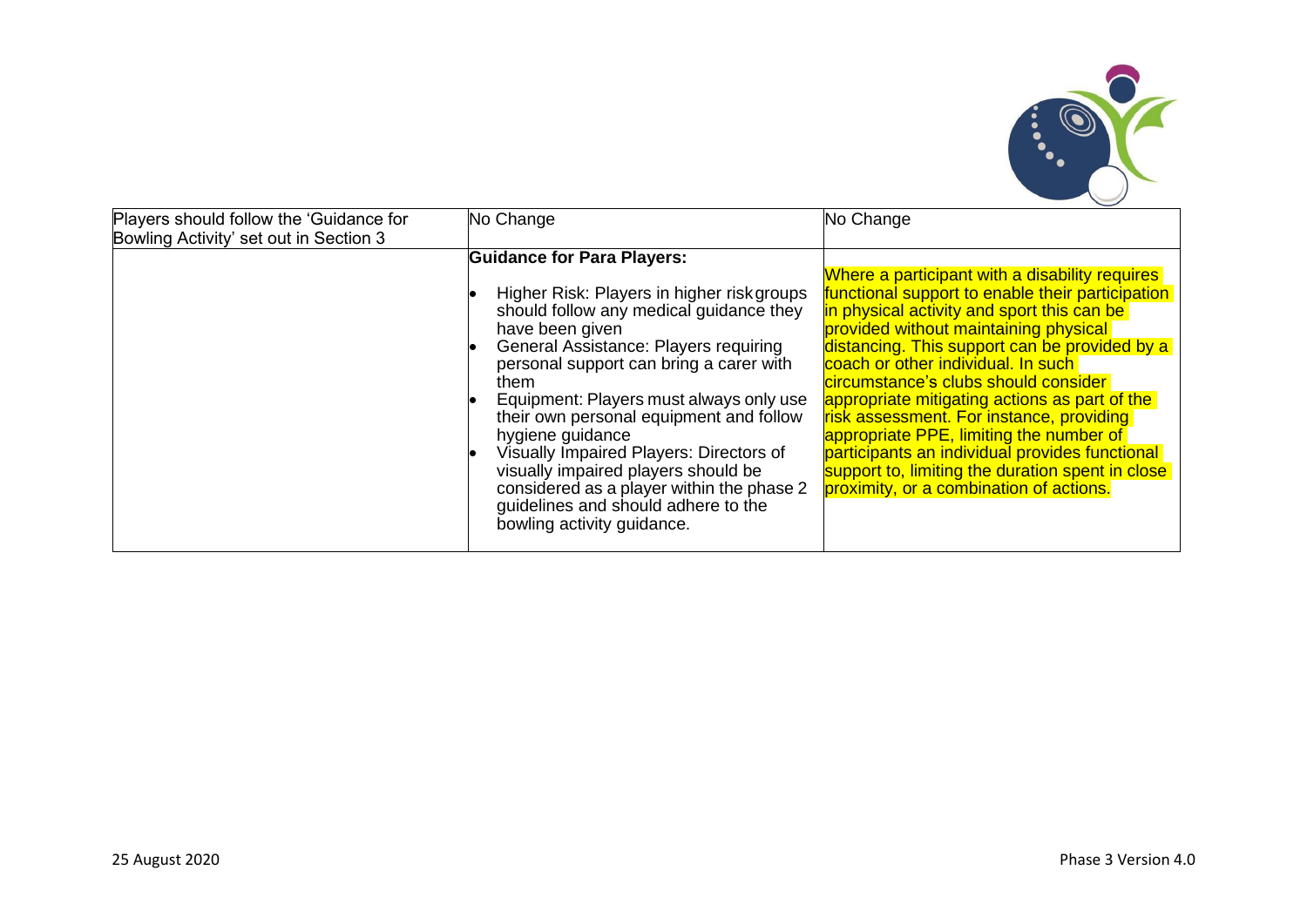| | | |
|---|---|---|
| Players should follow the 'Guidance for Bowling Activity' set out in Section 3 | No Change | No Change |
| | **Guidance for Para Players:**<br><ul><li>Higher Risk: Players in higher risk groups should follow any medical guidance they have been given</li><li>General Assistance: Players requiring personal support can bring a carer with them</li><li>Equipment: Players must always only use their own personal equipment and follow hygiene guidance</li><li>Visually Impaired Players: Directors of visually impaired players should be considered as a player within the phase 2 guidelines and should adhere to the bowling activity guidance.</li></ul> | Where a participant with a disability requires functional support to enable their participation in physical activity and sport this can be provided without maintaining physical distancing. This support can be provided by a coach or other individual. In such circumstance's clubs should consider appropriate mitigating actions as part of the risk assessment. For instance, providing appropriate PPE, limiting the number of participants an individual provides functional support to, limiting the duration spent in close proximity, or a combination of actions. |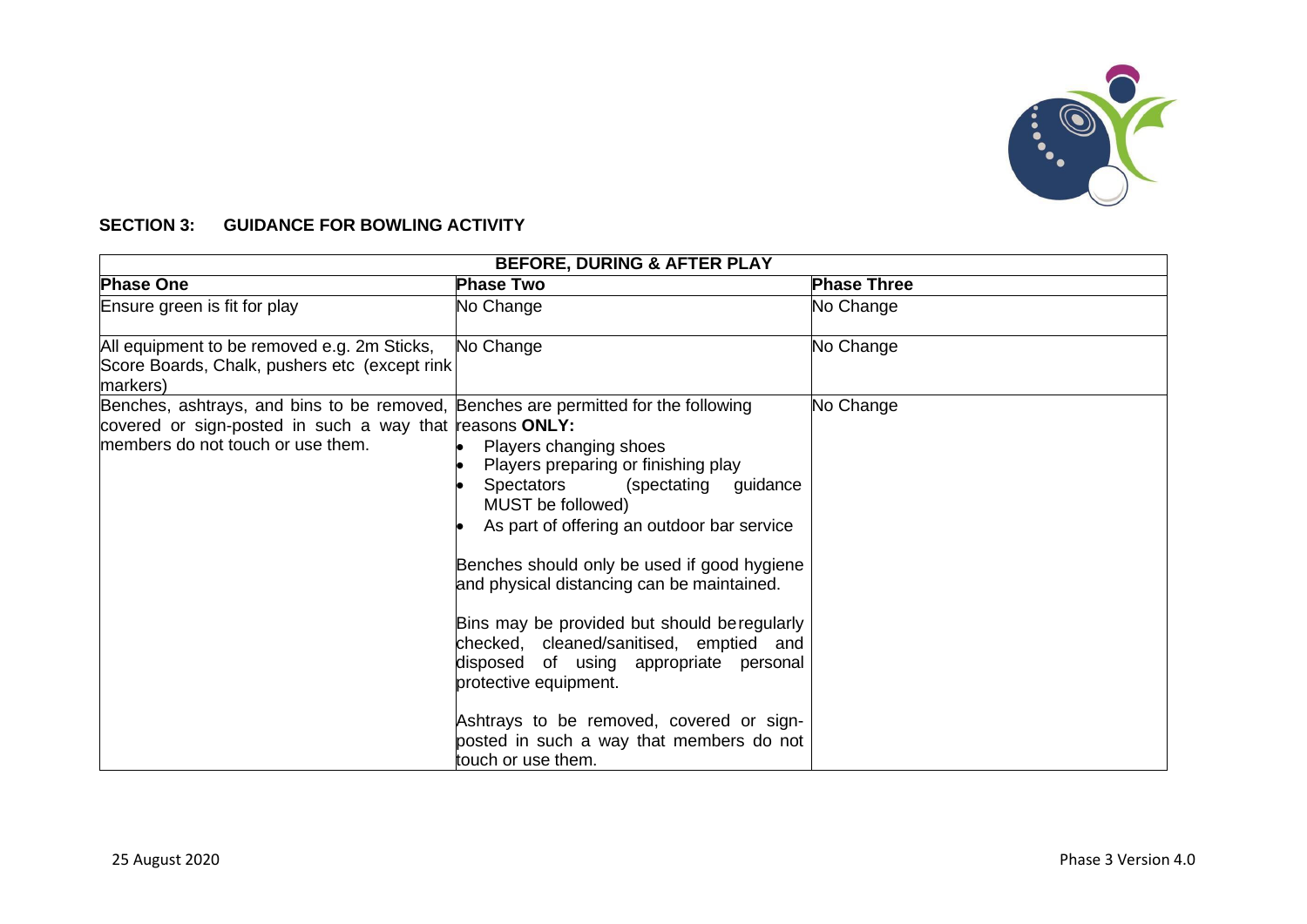**SECTION 3: GUIDANCE FOR BOWLING ACTIVITY**

| BEFORE, DURING & AFTER PLAY | | |
|---|---|---|
| **Phase One** | **Phase Two** | **Phase Three** |
| Ensure green is fit for play | No Change | No Change |
| All equipment to be removed e.g. 2m Sticks, Score Boards, Chalk, pushers etc (except rink markers) | No Change | No Change |
| Benches, ashtrays, and bins to be removed, covered or sign-posted in such a way that members do not touch or use them. | Benches are permitted for the following reasons **ONLY:**<br>• Players changing shoes<br>• Players preparing or finishing play<br>• Spectators (spectating guidance MUST be followed)<br>• As part of offering an outdoor bar service<br><br>Benches should only be used if good hygiene and physical distancing can be maintained.<br><br>Bins may be provided but should be regularly checked, cleaned/sanitised, emptied and disposed of using appropriate personal protective equipment.<br><br>Ashtrays to be removed, covered or sign-posted in such a way that members do not touch or use them. | No Change |

25 August 2020 Phase 3 Version 4.0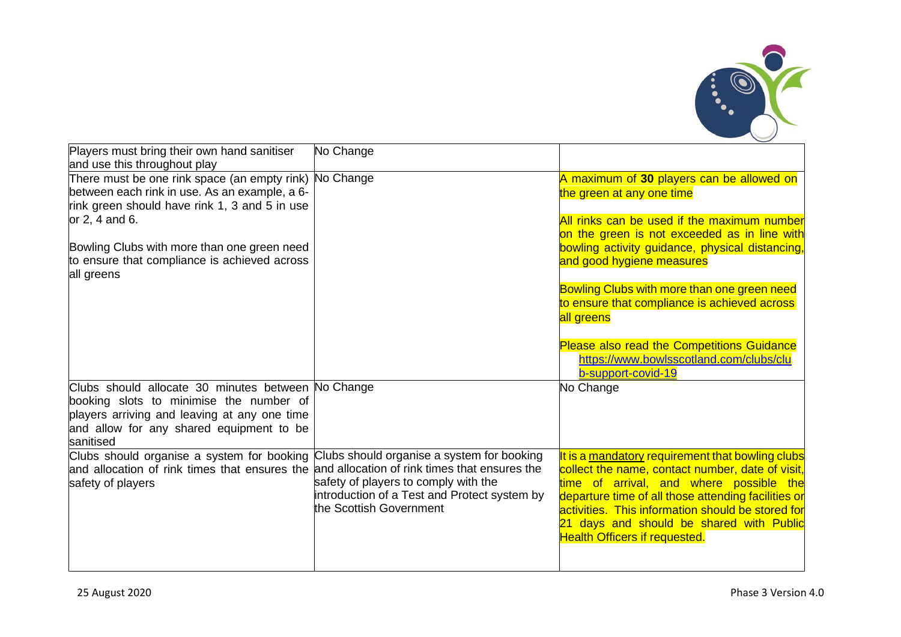| | | |
|---|---|---|
| Players must bring their own hand sanitiser and use this throughout play | No Change | |
| There must be one rink space (an empty rink) between each rink in use. As an example, a 6-rink green should have rink 1, 3 and 5 in use or 2, 4 and 6.<br><br>Bowling Clubs with more than one green need to ensure that compliance is achieved across all greens | No Change | A maximum of **30** players can be allowed on the green at any one time<br><br>All rinks can be used if the maximum number on the green is not exceeded as in line with bowling activity guidance, physical distancing, and good hygiene measures<br><br>Bowling Clubs with more than one green need to ensure that compliance is achieved across all greens<br><br>Please also read the Competitions Guidance https://www.bowlsscotland.com/clubs/club-support-covid-19 |
| Clubs should allocate 30 minutes between booking slots to minimise the number of players arriving and leaving at any one time and allow for any shared equipment to be sanitised | No Change | No Change |
| Clubs should organise a system for booking and allocation of rink times that ensures the safety of players | Clubs should organise a system for booking and allocation of rink times that ensures the safety of players to comply with the introduction of a Test and Protect system by the Scottish Government | It is a mandatory requirement that bowling clubs collect the name, contact number, date of visit, time of arrival, and where possible the departure time of all those attending facilities or activities. This information should be stored for 21 days and should be shared with Public Health Officers if requested. |

25 August 2020

Phase 3 Version 4.0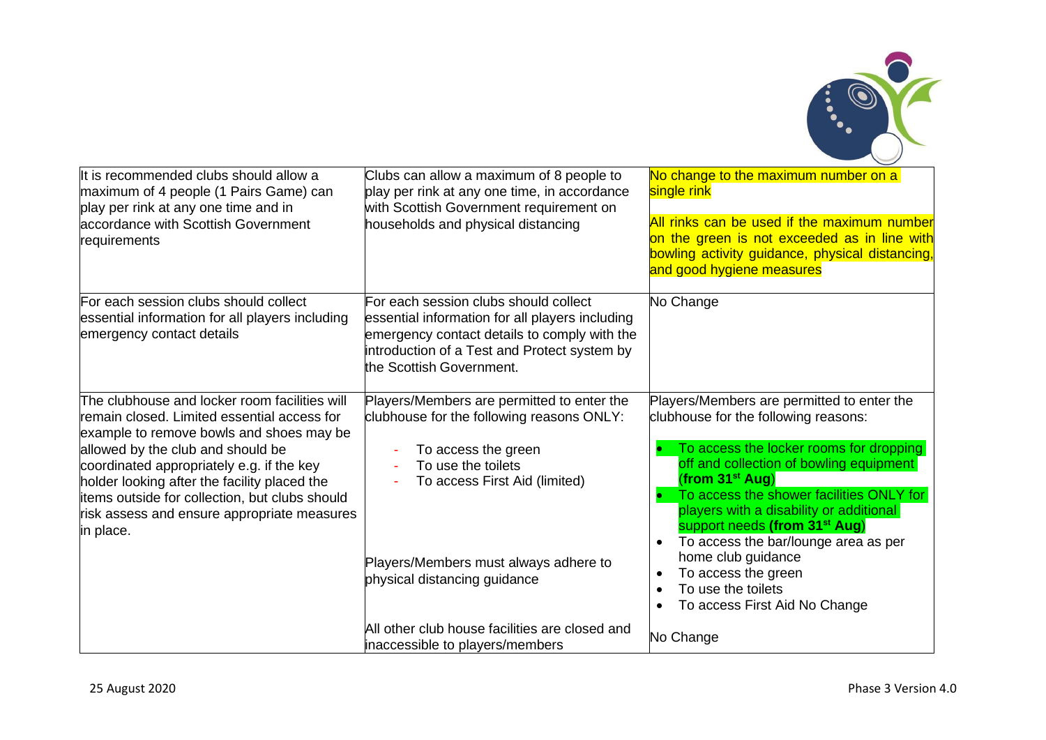| | | |
|---|---|---|
| It is recommended clubs should allow a maximum of 4 people (1 Pairs Game) can play per rink at any one time and in accordance with Scottish Government requirements | Clubs can allow a maximum of 8 people to play per rink at any one time, in accordance with Scottish Government requirement on households and physical distancing | No change to the maximum number on a single rink<br><br>All rinks can be used if the maximum number on the green is not exceeded as in line with bowling activity guidance, physical distancing, and good hygiene measures |
| For each session clubs should collect essential information for all players including emergency contact details | For each session clubs should collect essential information for all players including emergency contact details to comply with the introduction of a Test and Protect system by the Scottish Government. | No Change |
| The clubhouse and locker room facilities will remain closed. Limited essential access for example to remove bowls and shoes may be allowed by the club and should be coordinated appropriately e.g. if the key holder looking after the facility placed the items outside for collection, but clubs should risk assess and ensure appropriate measures in place. | Players/Members are permitted to enter the clubhouse for the following reasons ONLY:<br>- To access the green<br>- To use the toilets<br>- To access First Aid (limited)<br><br>Players/Members must always adhere to physical distancing guidance<br><br>All other club house facilities are closed and inaccessible to players/members | Players/Members are permitted to enter the clubhouse for the following reasons:<br>• To access the locker rooms for dropping off and collection of bowling equipment **(from 31st Aug)**<br>• To access the shower facilities ONLY for players with a disability or additional support needs **(from 31st Aug)**<br>• To access the bar/lounge area as per home club guidance<br>• To access the green<br>• To use the toilets<br>• To access First Aid No Change<br><br>No Change |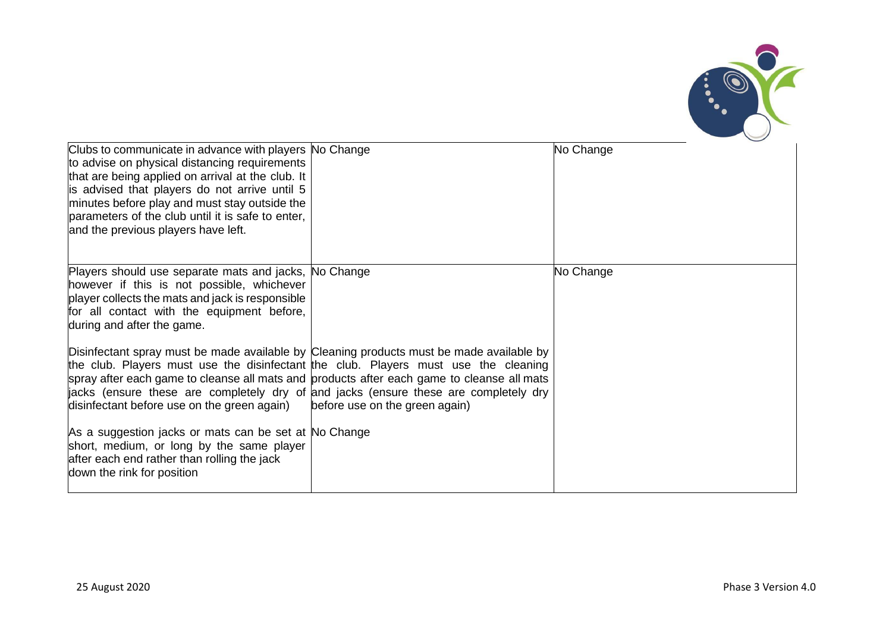| | | |
|---|---|---|
| Clubs to communicate in advance with players to advise on physical distancing requirements that are being applied on arrival at the club. It is advised that players do not arrive until 5 minutes before play and must stay outside the parameters of the club until it is safe to enter, and the previous players have left. | No Change | No Change |
| Players should use separate mats and jacks, however if this is not possible, whichever player collects the mats and jack is responsible for all contact with the equipment before, during and after the game.<br><br>Disinfectant spray must be made available by the club. Players must use the disinfectant spray after each game to cleanse all mats and jacks (ensure these are completely dry of disinfectant before use on the green again)<br><br>As a suggestion jacks or mats can be set at short, medium, or long by the same player after each end rather than rolling the jack down the rink for position | No Change<br><br>Cleaning products must be made available by the club. Players must use the cleaning products after each game to cleanse all mats and jacks (ensure these are completely dry before use on the green again)<br><br>No Change | No Change |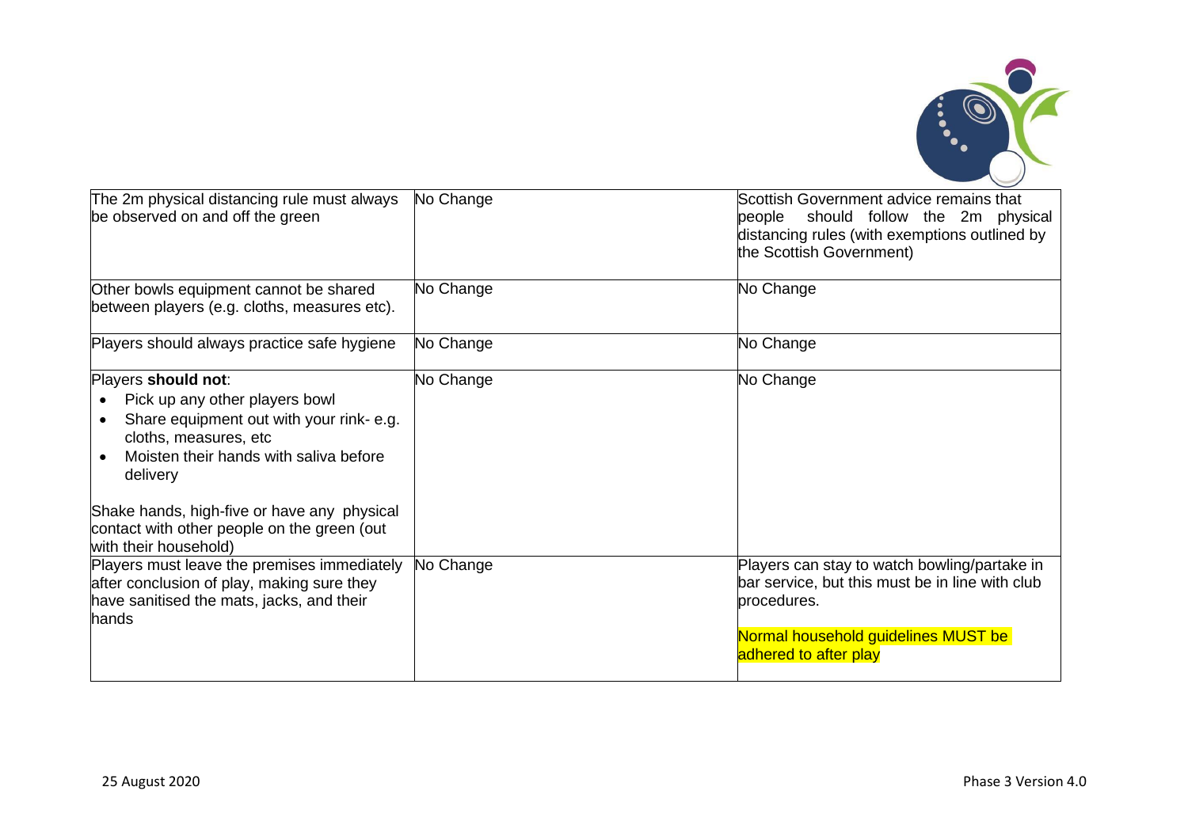| | | |
|---|---|---|
| The 2m physical distancing rule must always be observed on and off the green | No Change | Scottish Government advice remains that people should follow the 2m physical distancing rules (with exemptions outlined by the Scottish Government) |
| Other bowls equipment cannot be shared between players (e.g. cloths, measures etc). | No Change | No Change |
| Players should always practice safe hygiene | No Change | No Change |
| Players **should not**:<br>• Pick up any other players bowl<br>• Share equipment out with your rink- e.g. cloths, measures, etc<br>• Moisten their hands with saliva before delivery<br><br>Shake hands, high-five or have any physical contact with other people on the green (out with their household) | No Change | No Change |
| Players must leave the premises immediately after conclusion of play, making sure they have sanitised the mats, jacks, and their hands | No Change | Players can stay to watch bowling/partake in bar service, but this must be in line with club procedures.<br><br>Normal household guidelines MUST be adhered to after play |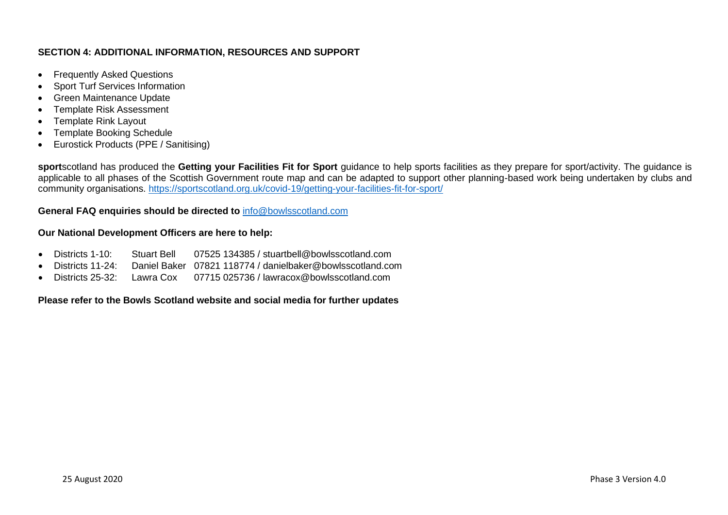**SECTION 4: ADDITIONAL INFORMATION, RESOURCES AND SUPPORT**

- Frequently Asked Questions
- Sport Turf Services Information
- Green Maintenance Update
- Template Risk Assessment
- Template Rink Layout
- Template Booking Schedule
- Eurostick Products (PPE / Sanitising)

**sport**scotland has produced the **Getting your Facilities Fit for Sport** guidance to help sports facilities as they prepare for sport/activity. The guidance is applicable to all phases of the Scottish Government route map and can be adapted to support other planning-based work being undertaken by clubs and community organisations. https://sportscotland.org.uk/covid-19/getting-your-facilities-fit-for-sport/

**General FAQ enquiries should be directed to** info@bowlsscotland.com

**Our National Development Officers are here to help:**

- Districts 1-10: Stuart Bell 07525 134385 / stuartbell@bowlsscotland.com
- Districts 11-24: Daniel Baker 07821 118774 / danielbaker@bowlsscotland.com
- Districts 25-32: Lawra Cox 07715 025736 / lawracox@bowlsscotland.com

**Please refer to the Bowls Scotland website and social media for further updates**